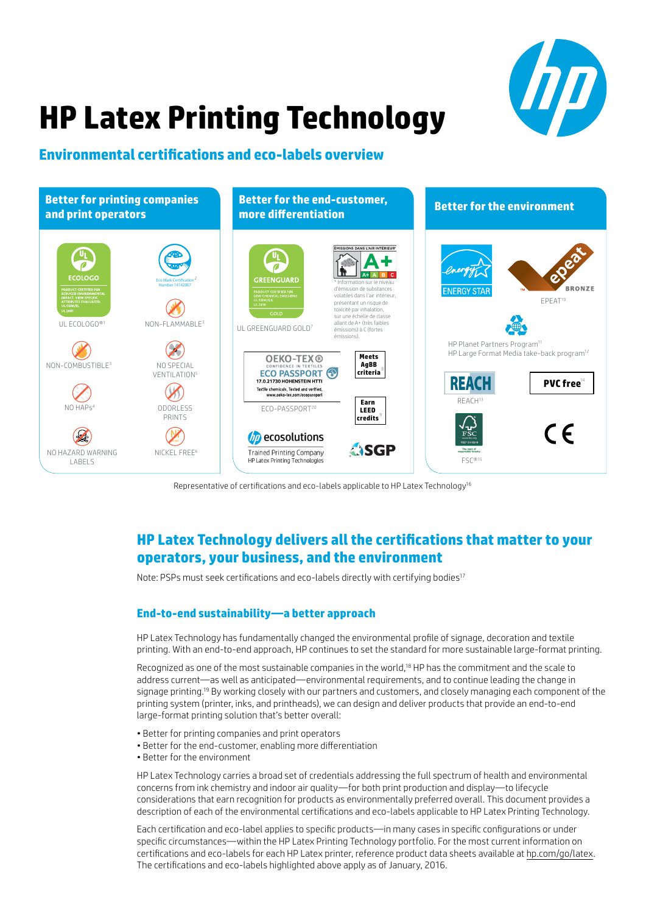# HP Latex Printing Technology

## Environmental certifications and eco-labels overview

**Better for printing companies and print operators**

- UL ECOLOGO®[1]
- Eco Mark Certification[2] Number 14142007
- NON-FLAMMABLE[3]
- NON-COMBUSTIBLE[3]
- NO SPECIAL VENTILATION[5]
- NO HAPs[4]
- ODORLESS PRINTS
- NO HAZARD WARNING LABELS
- NICKEL FREE[6]

**Better for the end-customer, more differentiation**

- UL GREENGUARD GOLD[7]
- ÉMISSIONS DANS L'AIR INTÉRIEUR A+[8] — * Information sur le niveau d'émission de substances volatiles dans l'air intérieur, présentant un risque de toxicité par inhalation, sur une échelle de classe allant de A+ (très faibles émissions) à C (fortes émissions).
- ECO-PASSPORT[20] — OEKO-TEX® Confidence in Textiles, ECO PASSPORT, 17.0.21730 HOHENSTEIN HTTI, Textile chemicals. Tested and verified. www.oeko-tex.com/ecopassport
- Meets AgBB criteria[8]
- Earn LEED credits[9]
- HP ecosolutions — Trained Printing Company, HP Latex Printing Technologies
- SGP

**Better for the environment**

- ENERGY STAR
- EPEAT[10] BRONZE
- HP Planet Partners Program[11]
- HP Large Format Media take-back program[12]
- REACH[13]
- PVC free[14]
- FSC®[15]
- CE

Representative of certifications and eco-labels applicable to HP Latex Technology[16]

## HP Latex Technology delivers all the certifications that matter to your operators, your business, and the environment

Note: PSPs must seek certifications and eco-labels directly with certifying bodies[17]

### End-to-end sustainability—a better approach

HP Latex Technology has fundamentally changed the environmental profile of signage, decoration and textile printing. With an end-to-end approach, HP continues to set the standard for more sustainable large-format printing.

Recognized as one of the most sustainable companies in the world,[18] HP has the commitment and the scale to address current—as well as anticipated—environmental requirements, and to continue leading the change in signage printing.[19] By working closely with our partners and customers, and closely managing each component of the printing system (printer, inks, and printheads), we can design and deliver products that provide an end-to-end large-format printing solution that's better overall:

- Better for printing companies and print operators
- Better for the end-customer, enabling more differentiation
- Better for the environment

HP Latex Technology carries a broad set of credentials addressing the full spectrum of health and environmental concerns from ink chemistry and indoor air quality—for both print production and display—to lifecycle considerations that earn recognition for products as environmentally preferred overall. This document provides a description of each of the environmental certifications and eco-labels applicable to HP Latex Printing Technology.

Each certification and eco-label applies to specific products—in many cases in specific configurations or under specific circumstances—within the HP Latex Printing Technology portfolio. For the most current information on certifications and eco-labels for each HP Latex printer, reference product data sheets available at hp.com/go/latex. The certifications and eco-labels highlighted above apply as of January, 2016.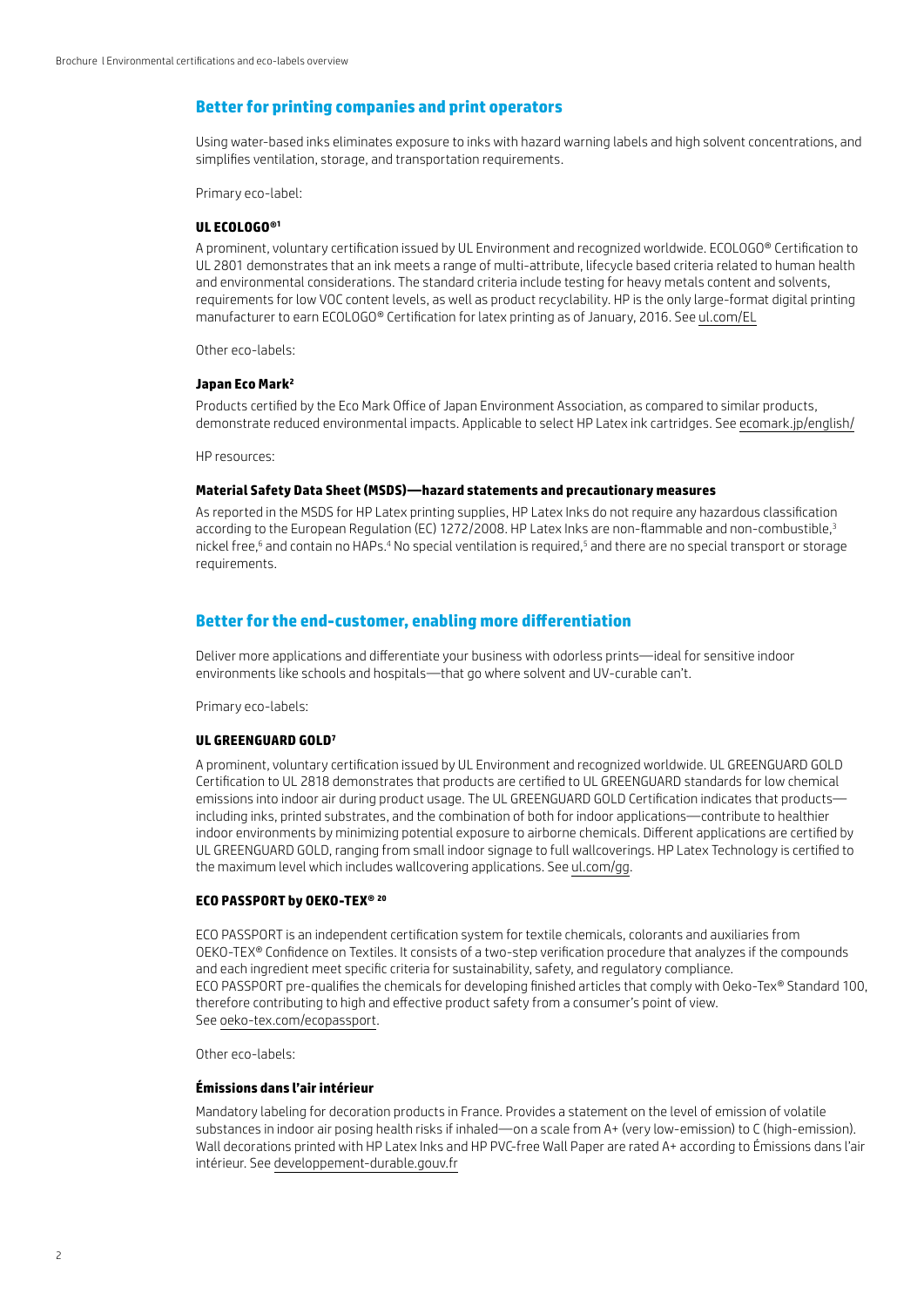## Better for printing companies and print operators

Using water-based inks eliminates exposure to inks with hazard warning labels and high solvent concentrations, and simplifies ventilation, storage, and transportation requirements.

Primary eco-label:

**UL ECOLOGO®[1]**

A prominent, voluntary certification issued by UL Environment and recognized worldwide. ECOLOGO® Certification to UL 2801 demonstrates that an ink meets a range of multi-attribute, lifecycle based criteria related to human health and environmental considerations. The standard criteria include testing for heavy metals content and solvents, requirements for low VOC content levels, as well as product recyclability. HP is the only large-format digital printing manufacturer to earn ECOLOGO® Certification for latex printing as of January, 2016. See ul.com/EL

Other eco-labels:

**Japan Eco Mark[2]**

Products certified by the Eco Mark Office of Japan Environment Association, as compared to similar products, demonstrate reduced environmental impacts. Applicable to select HP Latex ink cartridges. See ecomark.jp/english/

HP resources:

**Material Safety Data Sheet (MSDS)—hazard statements and precautionary measures**

As reported in the MSDS for HP Latex printing supplies, HP Latex Inks do not require any hazardous classification according to the European Regulation (EC) 1272/2008. HP Latex Inks are non-flammable and non-combustible,[3] nickel free,[6] and contain no HAPs.[4] No special ventilation is required,[5] and there are no special transport or storage requirements.

## Better for the end-customer, enabling more differentiation

Deliver more applications and differentiate your business with odorless prints—ideal for sensitive indoor environments like schools and hospitals—that go where solvent and UV-curable can't.

Primary eco-labels:

**UL GREENGUARD GOLD[7]**

A prominent, voluntary certification issued by UL Environment and recognized worldwide. UL GREENGUARD GOLD Certification to UL 2818 demonstrates that products are certified to UL GREENGUARD standards for low chemical emissions into indoor air during product usage. The UL GREENGUARD GOLD Certification indicates that products—including inks, printed substrates, and the combination of both for indoor applications—contribute to healthier indoor environments by minimizing potential exposure to airborne chemicals. Different applications are certified by UL GREENGUARD GOLD, ranging from small indoor signage to full wallcoverings. HP Latex Technology is certified to the maximum level which includes wallcovering applications. See ul.com/gg.

**ECO PASSPORT by OEKO-TEX® [20]**

ECO PASSPORT is an independent certification system for textile chemicals, colorants and auxiliaries from OEKO-TEX® Confidence on Textiles. It consists of a two-step verification procedure that analyzes if the compounds and each ingredient meet specific criteria for sustainability, safety, and regulatory compliance.
ECO PASSPORT pre-qualifies the chemicals for developing finished articles that comply with Oeko-Tex® Standard 100, therefore contributing to high and effective product safety from a consumer's point of view.
See oeko-tex.com/ecopassport.

Other eco-labels:

**Émissions dans l'air intérieur**

Mandatory labeling for decoration products in France. Provides a statement on the level of emission of volatile substances in indoor air posing health risks if inhaled—on a scale from A+ (very low-emission) to C (high-emission). Wall decorations printed with HP Latex Inks and HP PVC-free Wall Paper are rated A+ according to Émissions dans l'air intérieur. See developpement-durable.gouv.fr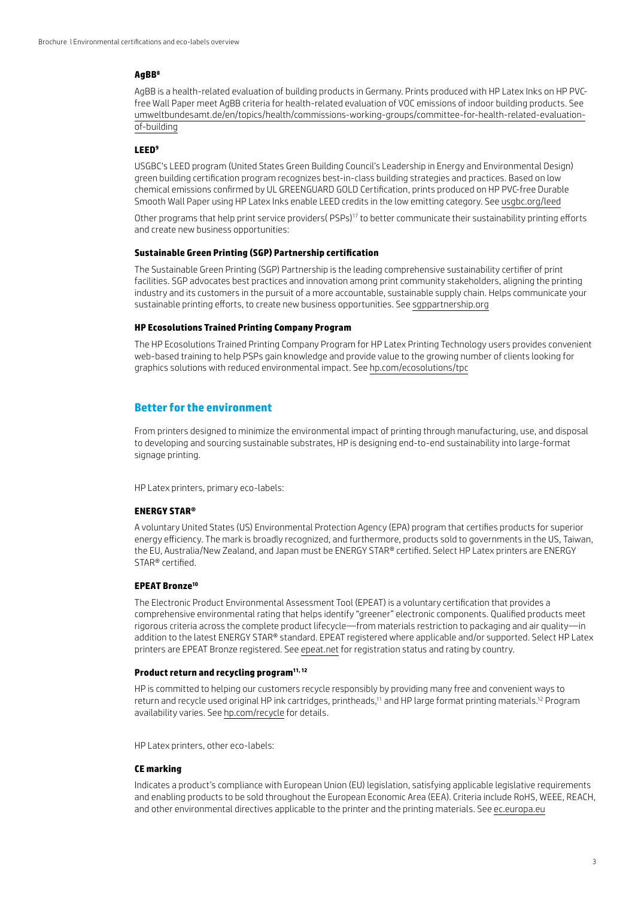#### AgBB[8]

AgBB is a health-related evaluation of building products in Germany. Prints produced with HP Latex Inks on HP PVC-free Wall Paper meet AgBB criteria for health-related evaluation of VOC emissions of indoor building products. See umweltbundesamt.de/en/topics/health/commissions-working-groups/committee-for-health-related-evaluation-of-building

#### LEED[9]

USGBC's LEED program (United States Green Building Council's Leadership in Energy and Environmental Design) green building certification program recognizes best-in-class building strategies and practices. Based on low chemical emissions confirmed by UL GREENGUARD GOLD Certification, prints produced on HP PVC-free Durable Smooth Wall Paper using HP Latex Inks enable LEED credits in the low emitting category. See usgbc.org/leed

Other programs that help print service providers( PSPs)[17] to better communicate their sustainability printing efforts and create new business opportunities:

#### Sustainable Green Printing (SGP) Partnership certification

The Sustainable Green Printing (SGP) Partnership is the leading comprehensive sustainability certifier of print facilities. SGP advocates best practices and innovation among print community stakeholders, aligning the printing industry and its customers in the pursuit of a more accountable, sustainable supply chain. Helps communicate your sustainable printing efforts, to create new business opportunities. See sgppartnership.org

#### HP Ecosolutions Trained Printing Company Program

The HP Ecosolutions Trained Printing Company Program for HP Latex Printing Technology users provides convenient web-based training to help PSPs gain knowledge and provide value to the growing number of clients looking for graphics solutions with reduced environmental impact. See hp.com/ecosolutions/tpc

## Better for the environment

From printers designed to minimize the environmental impact of printing through manufacturing, use, and disposal to developing and sourcing sustainable substrates, HP is designing end-to-end sustainability into large-format signage printing.

HP Latex printers, primary eco-labels:

#### ENERGY STAR®

A voluntary United States (US) Environmental Protection Agency (EPA) program that certifies products for superior energy efficiency. The mark is broadly recognized, and furthermore, products sold to governments in the US, Taiwan, the EU, Australia/New Zealand, and Japan must be ENERGY STAR® certified. Select HP Latex printers are ENERGY STAR® certified.

#### EPEAT Bronze[10]

The Electronic Product Environmental Assessment Tool (EPEAT) is a voluntary certification that provides a comprehensive environmental rating that helps identify "greener" electronic components. Qualified products meet rigorous criteria across the complete product lifecycle—from materials restriction to packaging and air quality—in addition to the latest ENERGY STAR® standard. EPEAT registered where applicable and/or supported. Select HP Latex printers are EPEAT Bronze registered. See epeat.net for registration status and rating by country.

#### Product return and recycling program[11, 12]

HP is committed to helping our customers recycle responsibly by providing many free and convenient ways to return and recycle used original HP ink cartridges, printheads,[11] and HP large format printing materials.[12] Program availability varies. See hp.com/recycle for details.

HP Latex printers, other eco-labels:

#### CE marking

Indicates a product's compliance with European Union (EU) legislation, satisfying applicable legislative requirements and enabling products to be sold throughout the European Economic Area (EEA). Criteria include RoHS, WEEE, REACH, and other environmental directives applicable to the printer and the printing materials. See ec.europa.eu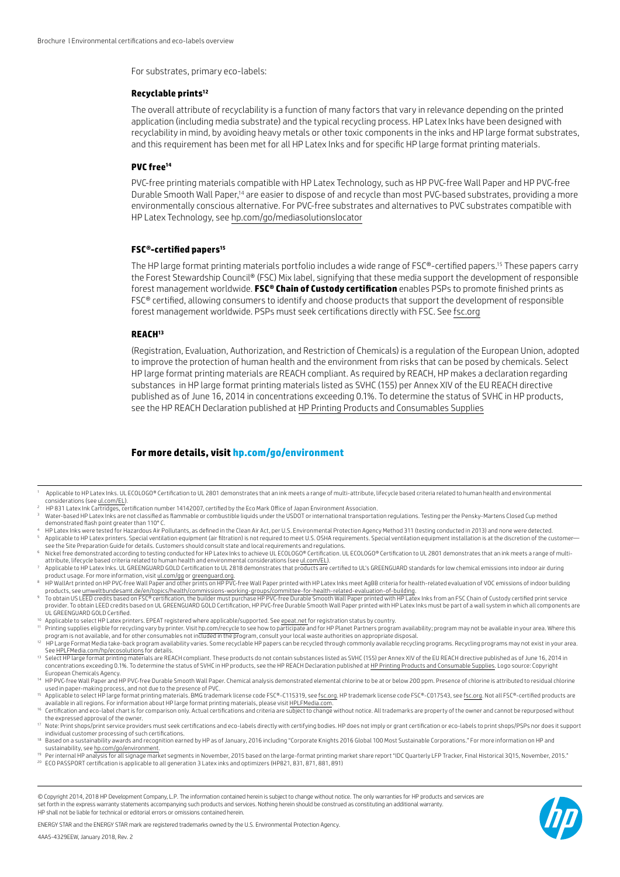For substrates, primary eco-labels:

### Recyclable prints[12]

The overall attribute of recyclability is a function of many factors that vary in relevance depending on the printed application (including media substrate) and the typical recycling process. HP Latex Inks have been designed with recyclability in mind, by avoiding heavy metals or other toxic components in the inks and HP large format substrates, and this requirement has been met for all HP Latex Inks and for specific HP large format printing materials.

### PVC free[14]

PVC-free printing materials compatible with HP Latex Technology, such as HP PVC-free Wall Paper and HP PVC-free Durable Smooth Wall Paper,[14] are easier to dispose of and recycle than most PVC-based substrates, providing a more environmentally conscious alternative. For PVC-free substrates and alternatives to PVC substrates compatible with HP Latex Technology, see hp.com/go/mediasolutionslocator

### FSC®-certified papers[15]

The HP large format printing materials portfolio includes a wide range of FSC®-certified papers.[15] These papers carry the Forest Stewardship Council® (FSC) Mix label, signifying that these media support the development of responsible forest management worldwide. **FSC® Chain of Custody certification** enables PSPs to promote finished prints as FSC® certified, allowing consumers to identify and choose products that support the development of responsible forest management worldwide. PSPs must seek certifications directly with FSC. See fsc.org

### REACH[13]

(Registration, Evaluation, Authorization, and Restriction of Chemicals) is a regulation of the European Union, adopted to improve the protection of human health and the environment from risks that can be posed by chemicals. Select HP large format printing materials are REACH compliant. As required by REACH, HP makes a declaration regarding substances in HP large format printing materials listed as SVHC (155) per Annex XIV of the EU REACH directive published as of June 16, 2014 in concentrations exceeding 0.1%. To determine the status of SVHC in HP products, see the HP REACH Declaration published at HP Printing Products and Consumables Supplies

## For more details, visit hp.com/go/environment

1. Applicable to HP Latex Inks. UL ECOLOGO® Certification to UL 2801 demonstrates that an ink meets a range of multi-attribute, lifecycle based criteria related to human health and environmental considerations (see ul.com/EL).
2. HP 831 Latex Ink Cartridges, certification number 14142007, certified by the Eco Mark Office of Japan Environment Association.
3. Water-based HP Latex Inks are not classified as flammable or combustible liquids under the USDOT or international transportation regulations. Testing per the Pensky-Martens Closed Cup method demonstrated flash point greater than 110° C.
4. HP Latex Inks were tested for Hazardous Air Pollutants, as defined in the Clean Air Act, per U.S. Environmental Protection Agency Method 311 (testing conducted in 2013) and none were detected.
5. Applicable to HP Latex printers. Special ventilation equipment (air filtration) is not required to meet U.S. OSHA requirements. Special ventilation equipment installation is at the discretion of the customer—see the Site Preparation Guide for details. Customers should consult state and local requirements and regulations.
6. Nickel free demonstrated according to testing conducted for HP Latex Inks to achieve UL ECOLOGO® Certification. UL ECOLOGO® Certification to UL 2801 demonstrates that an ink meets a range of multi-attribute, lifecycle based criteria related to human health and environmental considerations (see ul.com/EL).
7. Applicable to HP Latex Inks. UL GREENGUARD GOLD Certification to UL 2818 demonstrates that products are certified to UL's GREENGUARD standards for low chemical emissions into indoor air during product usage. For more information, visit ul.com/gg or greenguard.org.
8. HP WallArt printed on HP PVC-free Wall Paper and other prints on HP PVC-free Wall Paper printed with HP Latex Inks meet AgBB criteria for health-related evaluation of VOC emissions of indoor building products, see umweltbundesamt.de/en/topics/health/commissions-working-groups/committee-for-health-related-evaluation-of-building.
9. To obtain US LEED credits based on FSC® certification, the builder must purchase HP PVC-free Durable Smooth Wall Paper printed with HP Latex Inks from an FSC Chain of Custody certified print service provider. To obtain LEED credits based on UL GREENGUARD GOLD Certification, HP PVC-free Durable Smooth Wall Paper printed with HP Latex Inks must be part of a wall system in which all components are UL GREENGUARD GOLD Certified.
10. Applicable to select HP Latex printers. EPEAT registered where applicable/supported. See epeat.net for registration status by country.
11. Printing supplies eligible for recycling vary by printer. Visit hp.com/recycle to see how to participate and for HP Planet Partners program availability; program may not be available in your area. Where this program is not available, and for other consumables not included in the program, consult your local waste authorities on appropriate disposal.
12. HP Large Format Media take-back program availability varies. Some recyclable HP papers can be recycled through commonly available recycling programs. Recycling programs may not exist in your area. See HPLFMedia.com/hp/ecosolutions for details.
13. Select HP large format printing materials are REACH compliant. These products do not contain substances listed as SVHC (155) per Annex XIV of the EU REACH directive published as of June 16, 2014 in concentrations exceeding 0.1%. To determine the status of SVHC in HP products, see the HP REACH Declaration published at HP Printing Products and Consumable Supplies. Logo source: Copyright European Chemicals Agency.
14. HP PVC-free Wall Paper and HP PVC-free Durable Smooth Wall Paper. Chemical analysis demonstrated elemental chlorine to be at or below 200 ppm. Presence of chlorine is attributed to residual chlorine used in paper-making process, and not due to the presence of PVC.
15. Applicable to select HP large format printing materials. BMG trademark license code FSC®-C115319, see fsc.org. HP trademark license code FSC®-C017543, see fsc.org. Not all FSC®-certified products are available in all regions. For information about HP large format printing materials, please visit HPLFMedia.com.
16. Certification and eco-label chart is for comparison only. Actual certifications and criteria are subject to change without notice. All trademarks are property of the owner and cannot be repurposed without the expressed approval of the owner.
17. Note: Print shops/print service providers must seek certifications and eco-labels directly with certifying bodies. HP does not imply or grant certification or eco-labels to print shops/PSPs nor does it support individual customer processing of such certifications.
18. Based on a sustainability awards and recognition earned by HP as of January, 2016 including "Corporate Knights 2016 Global 100 Most Sustainable Corporations." For more information on HP and sustainability, see hp.com/go/environment.
19. Per internal HP analysis for all signage market segments in November, 2015 based on the large-format printing market share report "IDC Quarterly LFP Tracker, Final Historical 3Q15, November, 2015."
20. ECO PASSPORT certification is applicable to all generation 3 Latex inks and optimizers (HP821, 831, 871, 881, 891)

© Copyright 2014, 2018 HP Development Company, L.P. The information contained herein is subject to change without notice. The only warranties for HP products and services are set forth in the express warranty statements accompanying such products and services. Nothing herein should be construed as constituting an additional warranty. HP shall not be liable for technical or editorial errors or omissions contained herein.

ENERGY STAR and the ENERGY STAR mark are registered trademarks owned by the U.S. Environmental Protection Agency.

4AA5-4329EEW, January 2018, Rev. 2